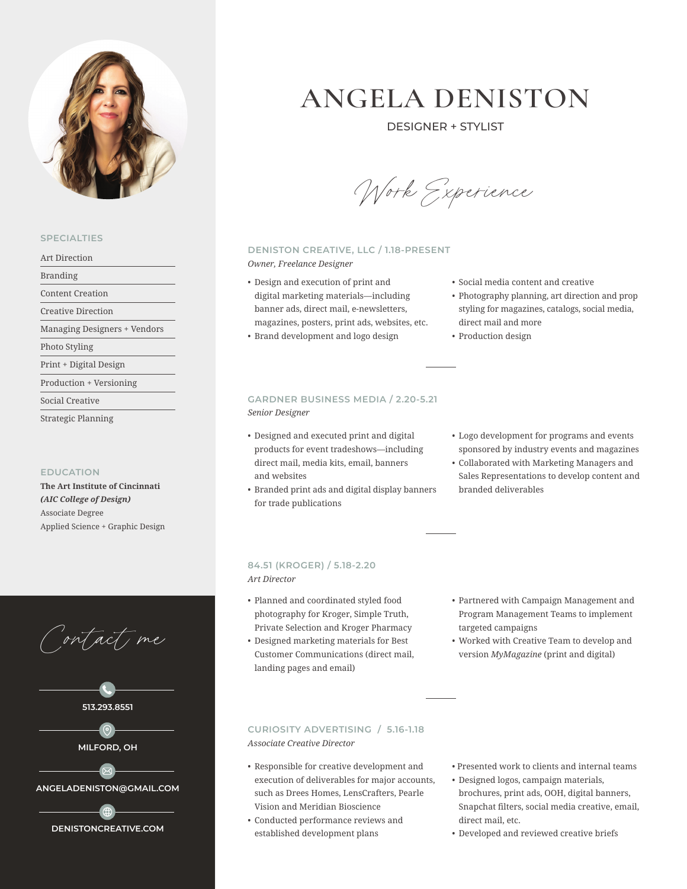# ANGELA DENISTON

DESIGNER + STYLIST

## Work Experience

### DENISTON CREATIVE, LLC / 1.18-PRESENT
*Owner, Freelance Designer*

- Design and execution of print and digital marketing materials—including banner ads, direct mail, e-newsletters, magazines, posters, print ads, websites, etc.
- Brand development and logo design
- Social media content and creative
- Photography planning, art direction and prop styling for magazines, catalogs, social media, direct mail and more
- Production design

### GARDNER BUSINESS MEDIA / 2.20-5.21
*Senior Designer*

- Designed and executed print and digital products for event tradeshows—including direct mail, media kits, email, banners and websites
- Branded print ads and digital display banners for trade publications
- Logo development for programs and events sponsored by industry events and magazines
- Collaborated with Marketing Managers and Sales Representations to develop content and branded deliverables

### 84.51 (KROGER) / 5.18-2.20
*Art Director*

- Planned and coordinated styled food photography for Kroger, Simple Truth, Private Selection and Kroger Pharmacy
- Designed marketing materials for Best Customer Communications (direct mail, landing pages and email)
- Partnered with Campaign Management and Program Management Teams to implement targeted campaigns
- Worked with Creative Team to develop and version *MyMagazine* (print and digital)

### CURIOSITY ADVERTISING / 5.16-1.18
*Associate Creative Director*

- Responsible for creative development and execution of deliverables for major accounts, such as Drees Homes, LensCrafters, Pearle Vision and Meridian Bioscience
- Conducted performance reviews and established development plans
- Presented work to clients and internal teams
- Designed logos, campaign materials, brochures, print ads, OOH, digital banners, Snapchat filters, social media creative, email, direct mail, etc.
- Developed and reviewed creative briefs

## SPECIALTIES

- Art Direction
- Branding
- Content Creation
- Creative Direction
- Managing Designers + Vendors
- Photo Styling
- Print + Digital Design
- Production + Versioning
- Social Creative
- Strategic Planning

## EDUCATION

**The Art Institute of Cincinnati**
***(AIC College of Design)***
Associate Degree
Applied Science + Graphic Design

## Contact me

513.293.8551

MILFORD, OH

ANGELADENISTON@GMAIL.COM

DENISTONCREATIVE.COM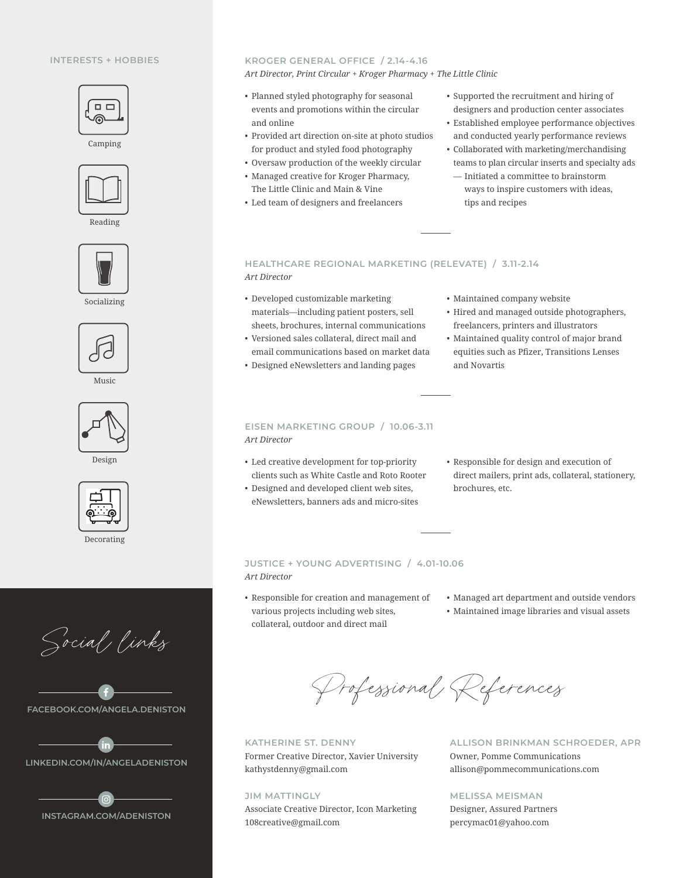## INTERESTS + HOBBIES

- Camping
- Reading
- Socializing
- Music
- Design
- Decorating

## Social links

FACEBOOK.COM/ANGELA.DENISTON

LINKEDIN.COM/IN/ANGELADENISTON

INSTAGRAM.COM/ADENISTON

### KROGER GENERAL OFFICE / 2.14-4.16

*Art Director, Print Circular + Kroger Pharmacy + The Little Clinic*

- Planned styled photography for seasonal events and promotions within the circular and online
- Provided art direction on-site at photo studios for product and styled food photography
- Oversaw production of the weekly circular
- Managed creative for Kroger Pharmacy, The Little Clinic and Main & Vine
- Led team of designers and freelancers
- Supported the recruitment and hiring of designers and production center associates
- Established employee performance objectives and conducted yearly performance reviews
- Collaborated with marketing/merchandising teams to plan circular inserts and specialty ads
  — Initiated a committee to brainstorm ways to inspire customers with ideas, tips and recipes

### HEALTHCARE REGIONAL MARKETING (RELEVATE) / 3.11-2.14

*Art Director*

- Developed customizable marketing materials—including patient posters, sell sheets, brochures, internal communications
- Versioned sales collateral, direct mail and email communications based on market data
- Designed eNewsletters and landing pages
- Maintained company website
- Hired and managed outside photographers, freelancers, printers and illustrators
- Maintained quality control of major brand equities such as Pfizer, Transitions Lenses and Novartis

### EISEN MARKETING GROUP / 10.06-3.11

*Art Director*

- Led creative development for top-priority clients such as White Castle and Roto Rooter
- Designed and developed client web sites, eNewsletters, banners ads and micro-sites
- Responsible for design and execution of direct mailers, print ads, collateral, stationery, brochures, etc.

### JUSTICE + YOUNG ADVERTISING / 4.01-10.06

*Art Director*

- Responsible for creation and management of various projects including web sites, collateral, outdoor and direct mail
- Managed art department and outside vendors
- Maintained image libraries and visual assets

## Professional References

**KATHERINE ST. DENNY**
Former Creative Director, Xavier University
kathystdenny@gmail.com

**ALLISON BRINKMAN SCHROEDER, APR**
Owner, Pomme Communications
allison@pommecommunications.com

**JIM MATTINGLY**
Associate Creative Director, Icon Marketing
108creative@gmail.com

**MELISSA MEISMAN**
Designer, Assured Partners
percymac01@yahoo.com